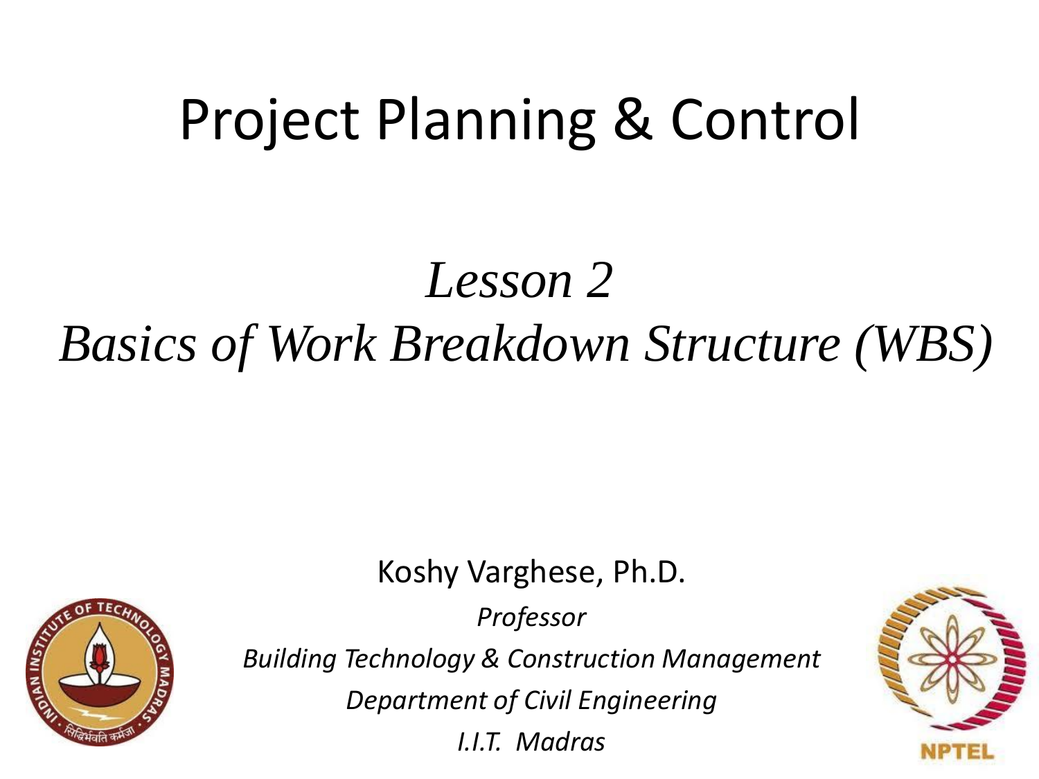# Project Planning & Control

## *Lesson 2*
## *Basics of Work Breakdown Structure (WBS)*

Koshy Varghese, Ph.D.

*Professor*

*Building Technology & Construction Management*

*Department of Civil Engineering*

*I.I.T. Madras*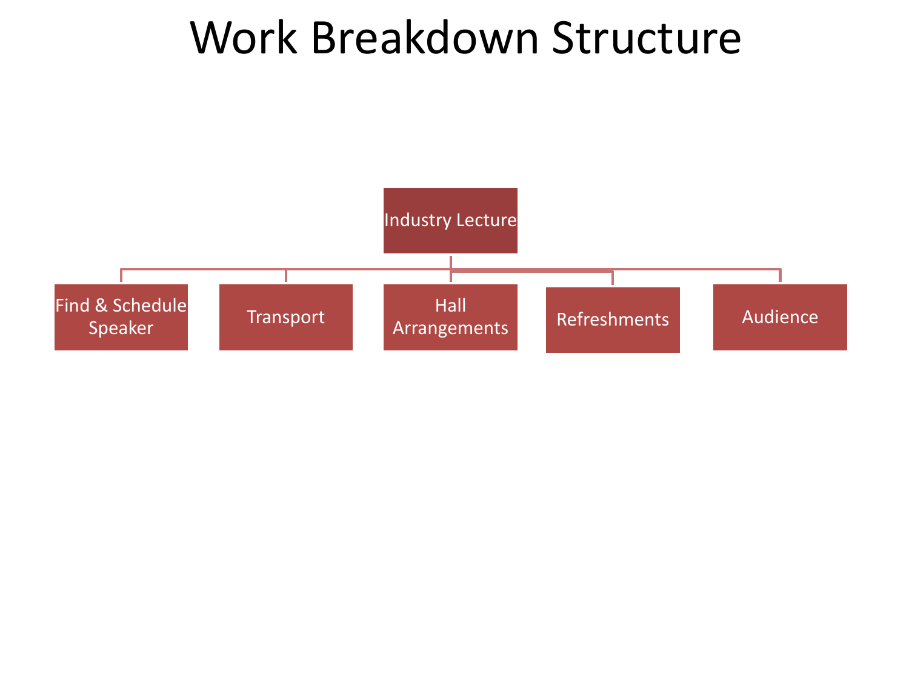# Work Breakdown Structure

- Industry Lecture
  - Find & Schedule Speaker
  - Transport
  - Hall Arrangements
  - Refreshments
  - Audience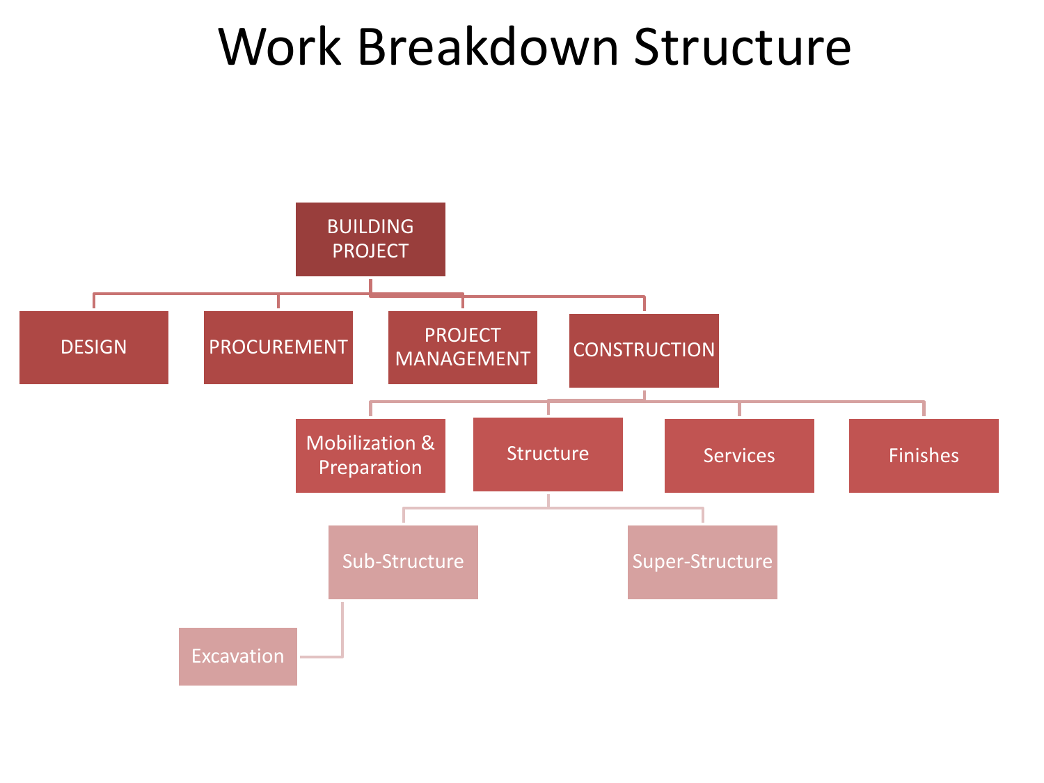# Work Breakdown Structure

- BUILDING PROJECT
  - DESIGN
  - PROCUREMENT
  - PROJECT MANAGEMENT
  - CONSTRUCTION
    - Mobilization & Preparation
    - Structure
      - Sub-Structure
        - Excavation
      - Super-Structure
    - Services
    - Finishes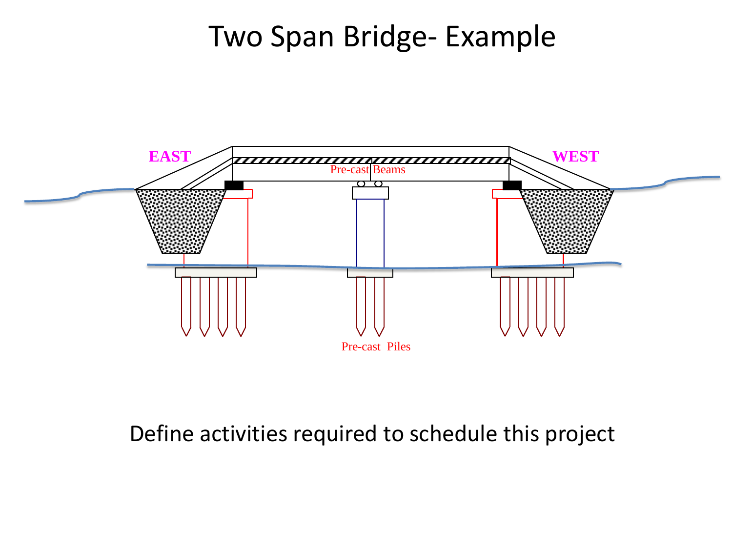# Two Span Bridge- Example

EAST

WEST

Pre-cast Beams

Pre-cast Piles

Define activities required to schedule this project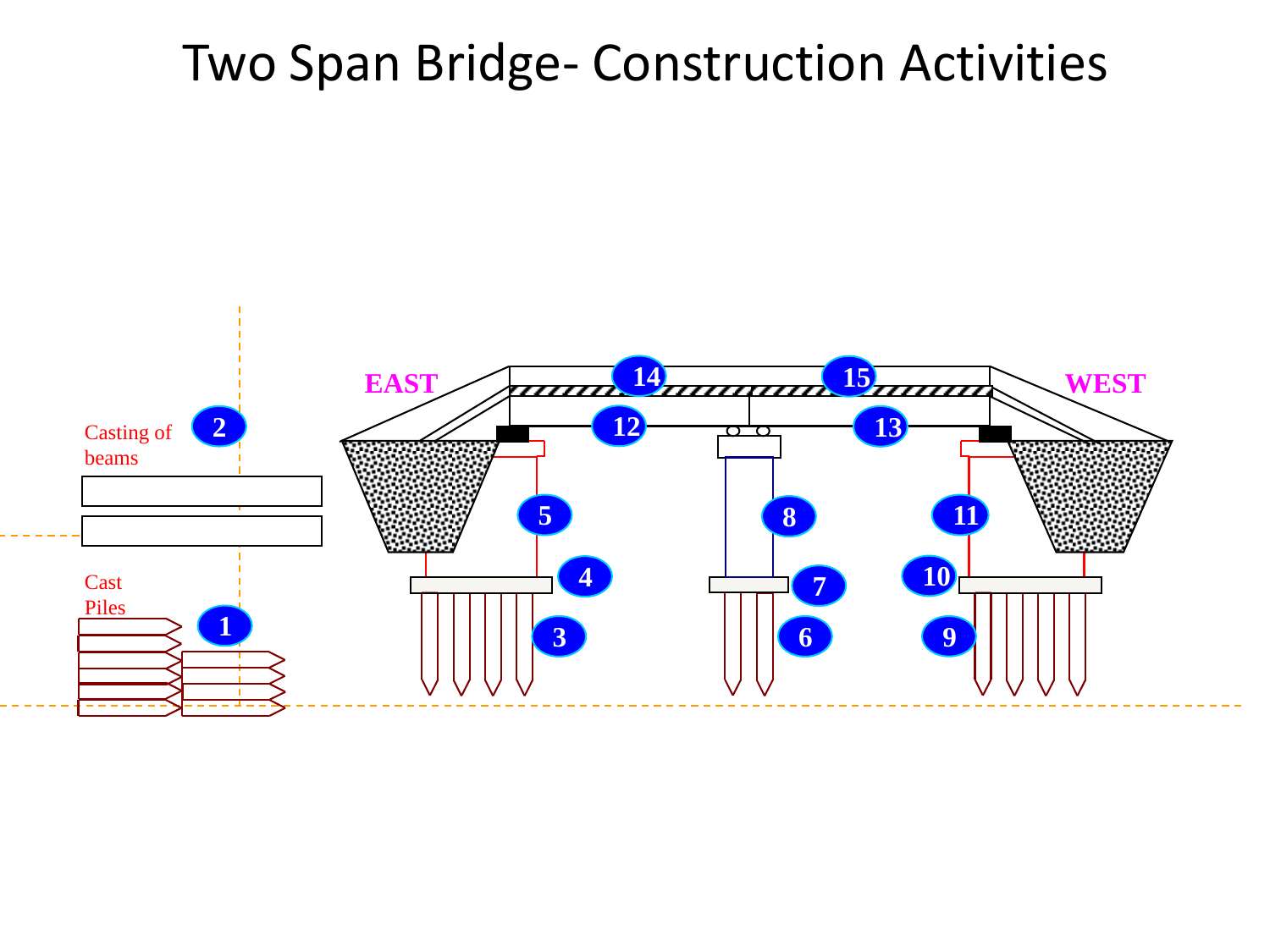# Two Span Bridge- Construction Activities

EAST

WEST

Casting of beams 2

Cast Piles 1

3 4 5 6 7 8 9 10 11 12 13 14 15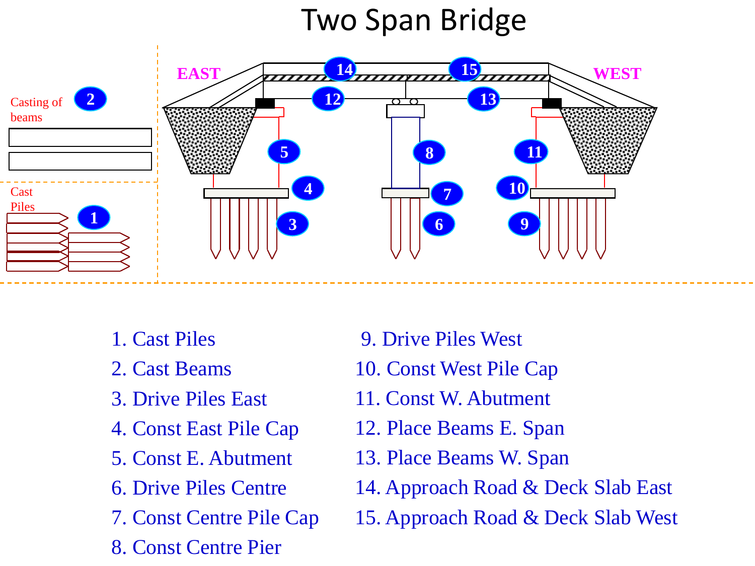# Two Span Bridge

EAST

WEST

Casting of beams

Cast Piles

1. Cast Piles
2. Cast Beams
3. Drive Piles East
4. Const East Pile Cap
5. Const E. Abutment
6. Drive Piles Centre
7. Const Centre Pile Cap
8. Const Centre Pier
9. Drive Piles West
10. Const West Pile Cap
11. Const W. Abutment
12. Place Beams E. Span
13. Place Beams W. Span
14. Approach Road & Deck Slab East
15. Approach Road & Deck Slab West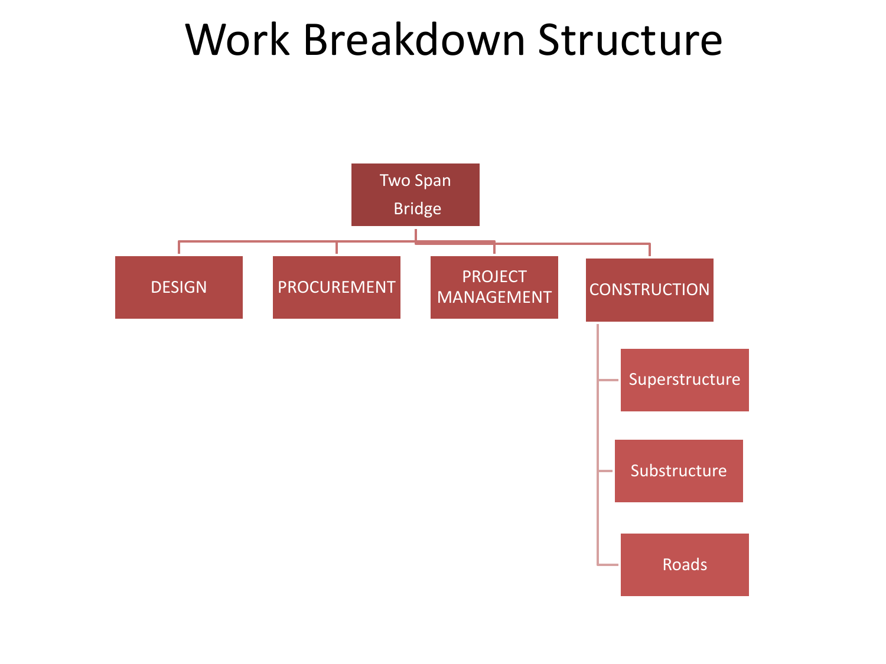# Work Breakdown Structure

- Two Span Bridge
  - DESIGN
  - PROCUREMENT
  - PROJECT MANAGEMENT
  - CONSTRUCTION
    - Superstructure
    - Substructure
    - Roads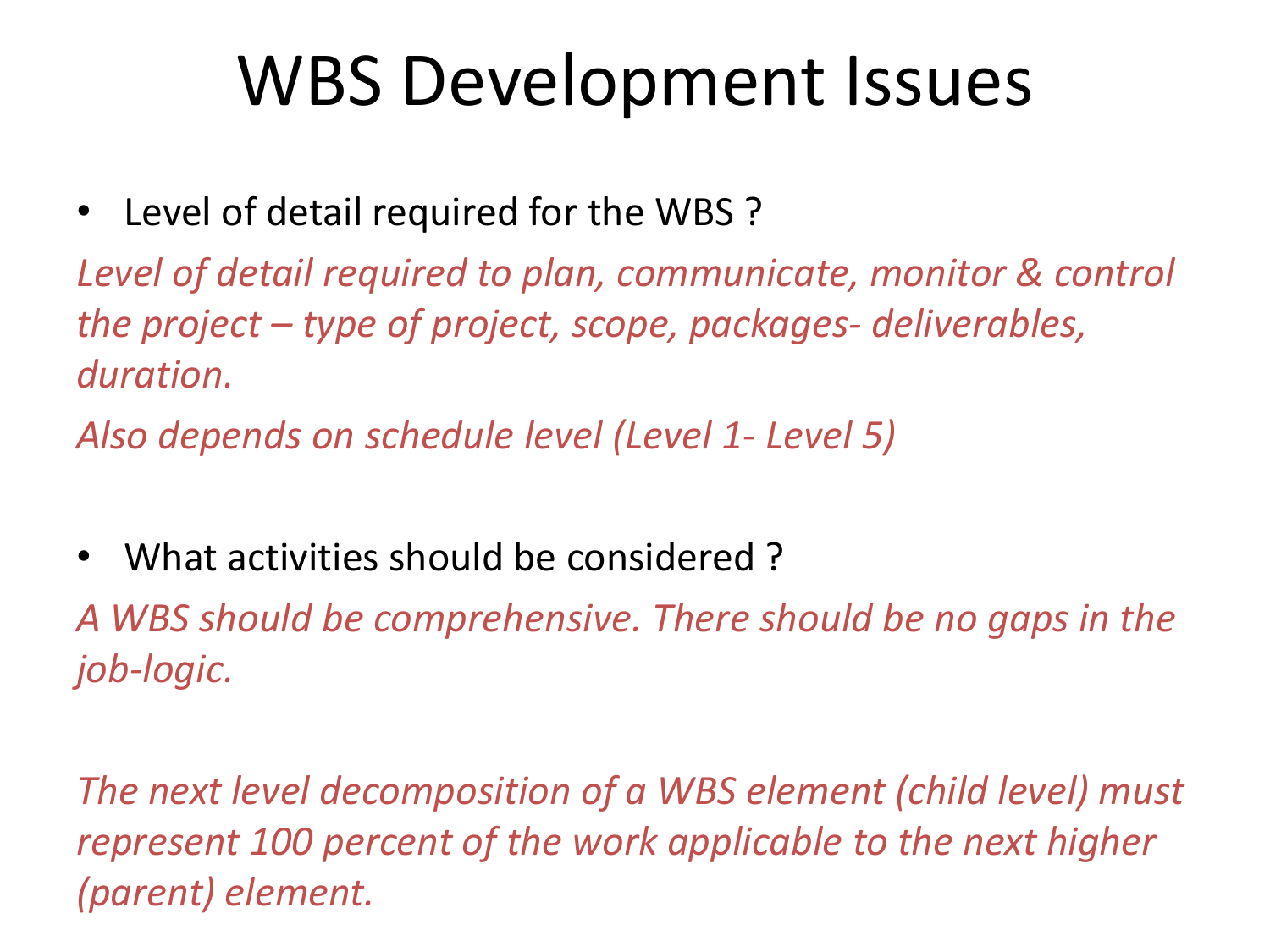# WBS Development Issues

- Level of detail required for the WBS ?

*Level of detail required to plan, communicate, monitor & control the project – type of project, scope, packages- deliverables, duration.*

*Also depends on schedule level (Level 1- Level 5)*

- What activities should be considered ?

*A WBS should be comprehensive. There should be no gaps in the job-logic.*

*The next level decomposition of a WBS element (child level) must represent 100 percent of the work applicable to the next higher (parent) element.*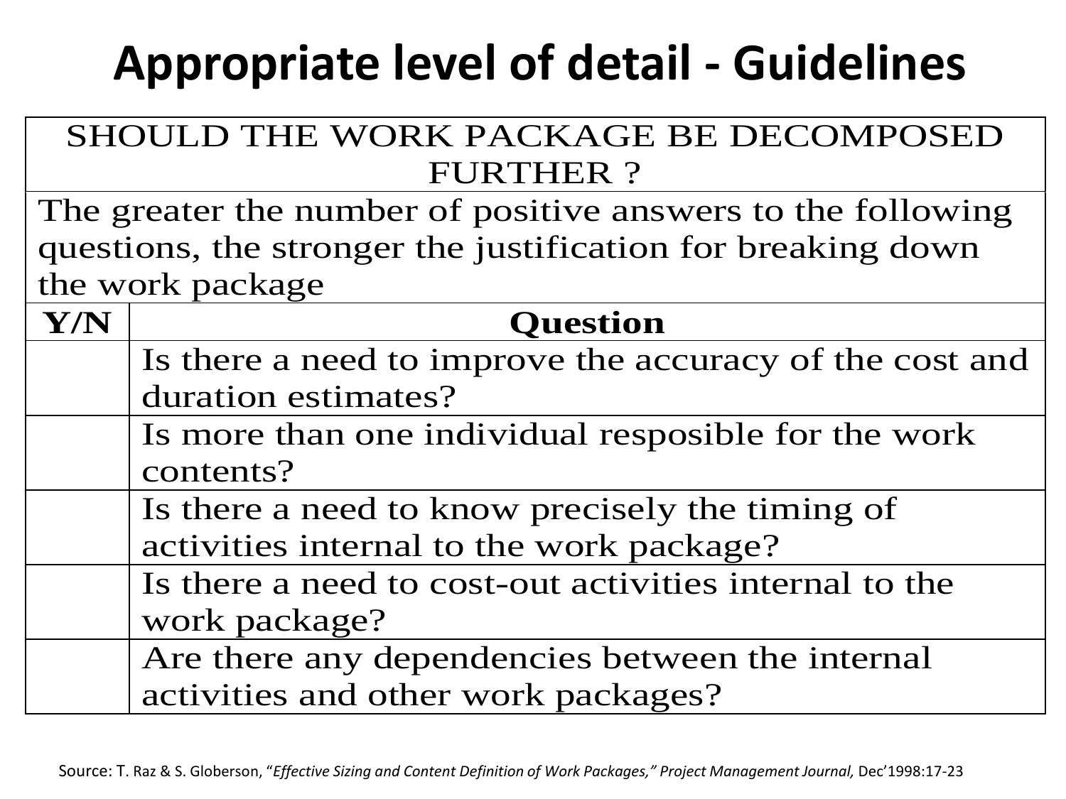# Appropriate level of detail - Guidelines

| SHOULD THE WORK PACKAGE BE DECOMPOSED FURTHER ? | |
|---|---|
| The greater the number of positive answers to the following questions, the stronger the justification for breaking down the work package | |
| **Y/N** | **Question** |
| | Is there a need to improve the accuracy of the cost and duration estimates? |
| | Is more than one individual resposible for the work contents? |
| | Is there a need to know precisely the timing of activities internal to the work package? |
| | Is there a need to cost-out activities internal to the work package? |
| | Are there any dependencies between the internal activities and other work packages? |

Source: T. Raz & S. Globerson, "*Effective Sizing and Content Definition of Work Packages,*" *Project Management Journal,* Dec'1998:17-23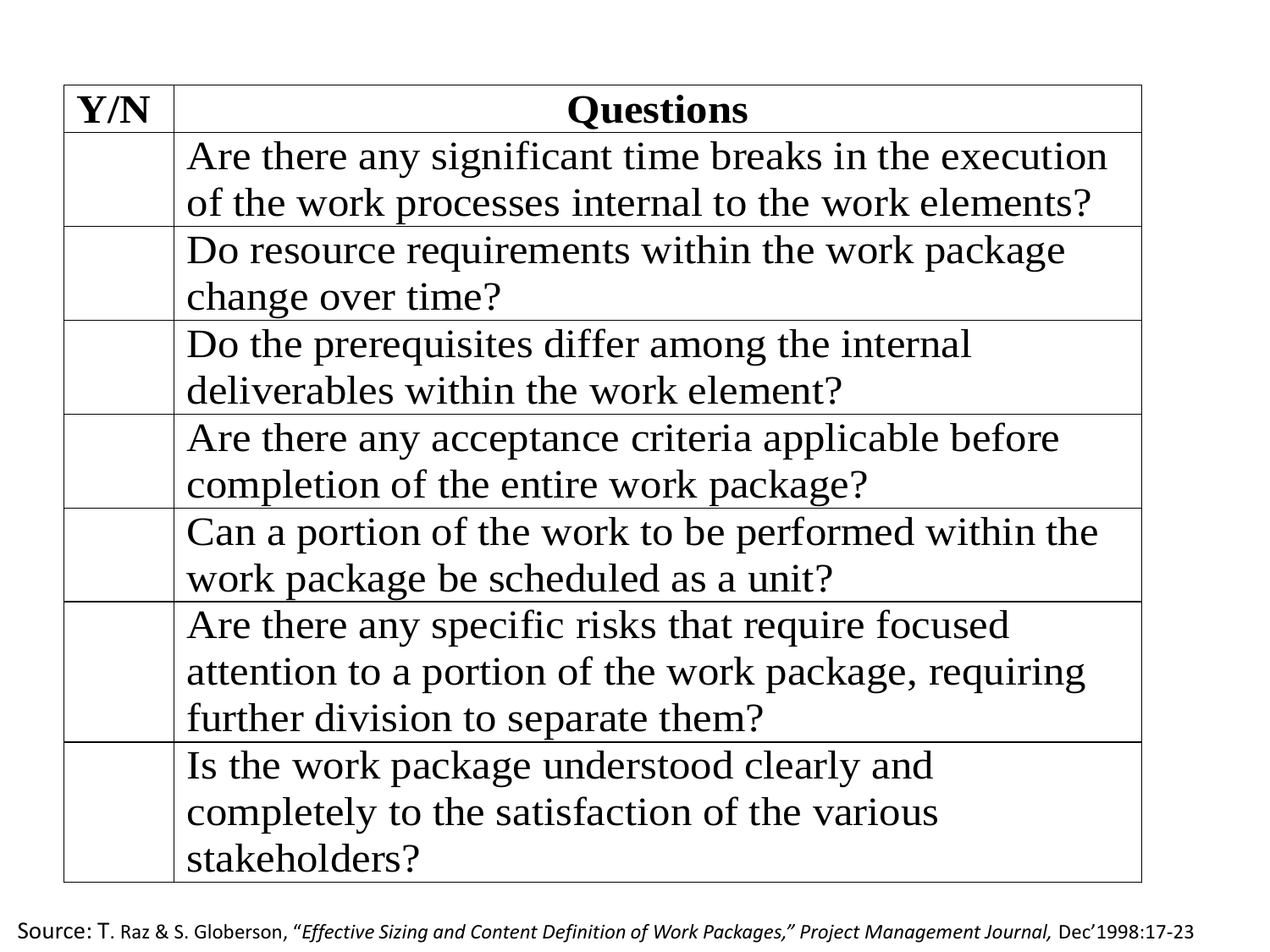| Y/N | Questions |
| --- | --- |
| | Are there any significant time breaks in the execution of the work processes internal to the work elements? |
| | Do resource requirements within the work package change over time? |
| | Do the prerequisites differ among the internal deliverables within the work element? |
| | Are there any acceptance criteria applicable before completion of the entire work package? |
| | Can a portion of the work to be performed within the work package be scheduled as a unit? |
| | Are there any specific risks that require focused attention to a portion of the work package, requiring further division to separate them? |
| | Is the work package understood clearly and completely to the satisfaction of the various stakeholders? |

Source: T. Raz & S. Globerson, "*Effective Sizing and Content Definition of Work Packages,*" *Project Management Journal,* Dec'1998:17-23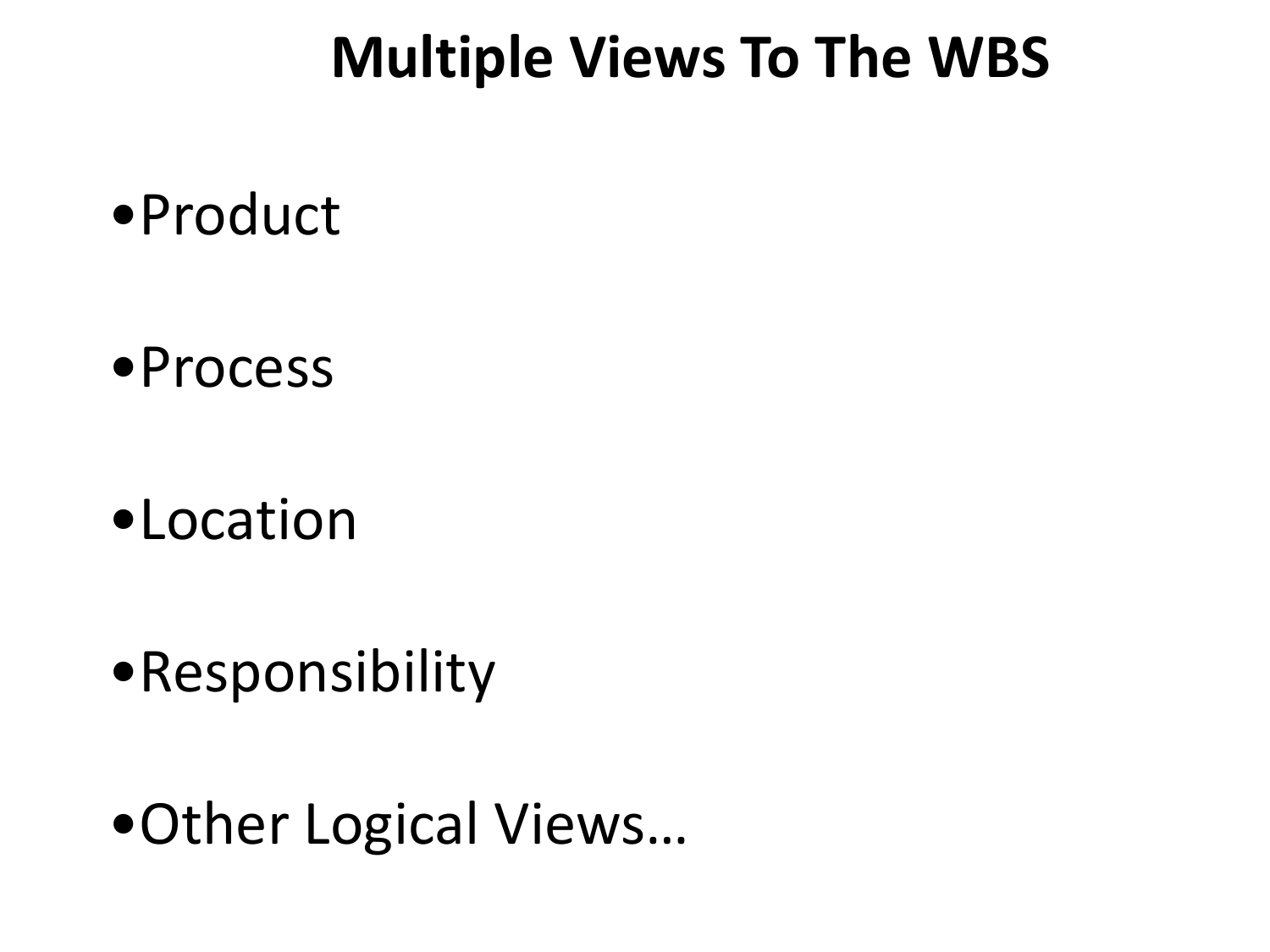# Multiple Views To The WBS

- Product
- Process
- Location
- Responsibility
- Other Logical Views…